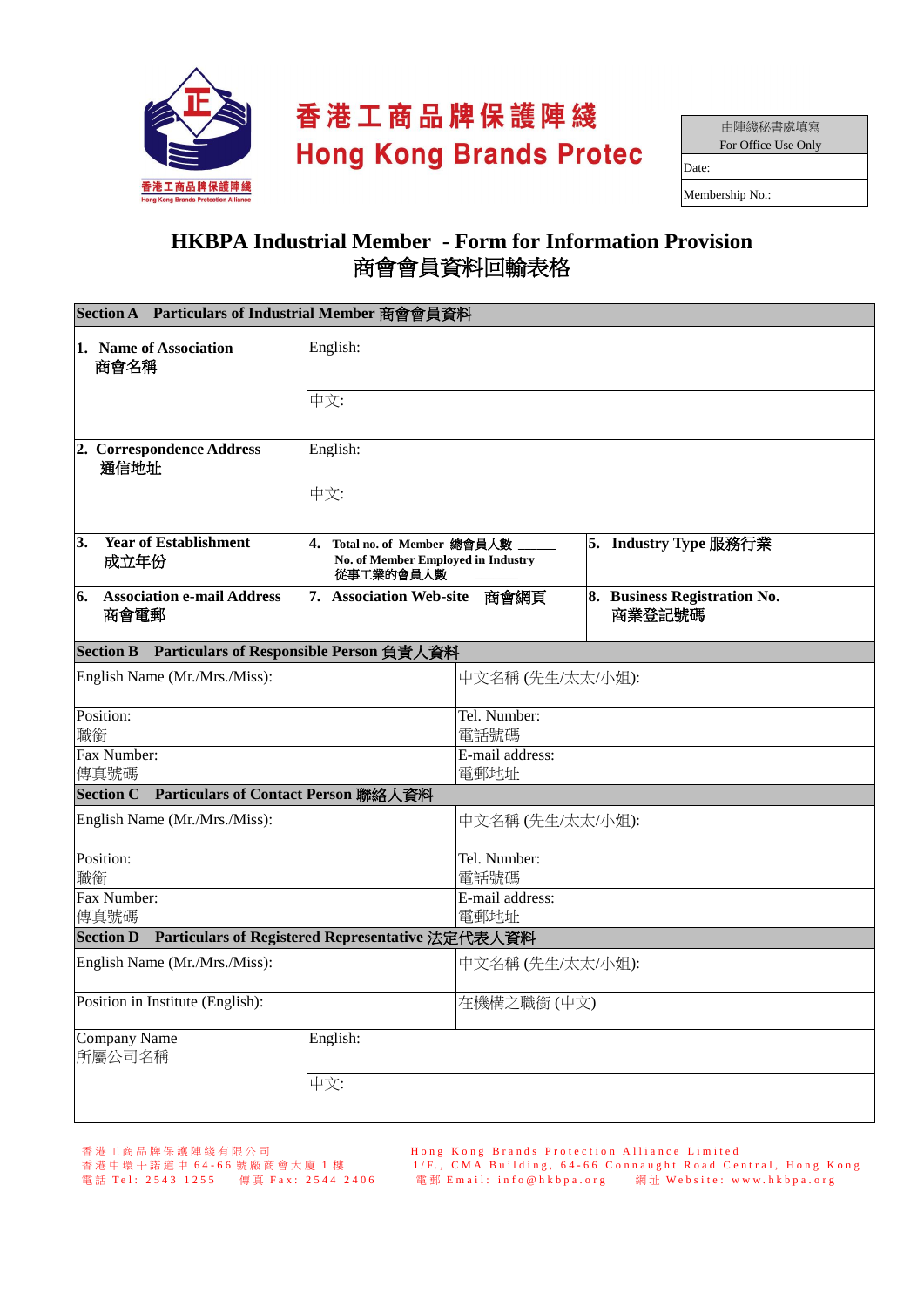香港工商品牌保護陣綫
Hong Kong Brands Protec

| 由陣綫秘書處填寫 For Office Use Only |
|---|
| Date: |
| Membership No.: |

# HKBPA Industrial Member - Form for Information Provision
# 商會會員資料回輸表格

| **Section A Particulars of Industrial Member 商會會員資料** | | |
|---|---|---|
| **1. Name of Association 商會名稱** | English: | |
| | 中文: | |
| **2. Correspondence Address 通信地址** | English: | |
| | 中文: | |
| **3. Year of Establishment 成立年份** | **4. Total no. of Member 總會員人數 ______ No. of Member Employed in Industry 從事工業的會員人數 ______** | **5. Industry Type 服務行業** |
| **6. Association e-mail Address 商會電郵** | **7. Association Web-site 商會網頁** | **8. Business Registration No. 商業登記號碼** |

| **Section B Particulars of Responsible Person 負責人資料** | |
|---|---|
| English Name (Mr./Mrs./Miss): | 中文名稱 (先生/太太/小姐): |
| Position: 職銜 | Tel. Number: 電話號碼 |
| Fax Number: 傳真號碼 | E-mail address: 電郵地址 |

| **Section C Particulars of Contact Person 聯絡人資料** | |
|---|---|
| English Name (Mr./Mrs./Miss): | 中文名稱 (先生/太太/小姐): |
| Position: 職銜 | Tel. Number: 電話號碼 |
| Fax Number: 傳真號碼 | E-mail address: 電郵地址 |

| **Section D Particulars of Registered Representative 法定代表人資料** | |
|---|---|
| English Name (Mr./Mrs./Miss): | 中文名稱 (先生/太太/小姐): |
| Position in Institute (English): | 在機構之職銜 (中文) |
| Company Name 所屬公司名稱 | English: |
| | 中文: |

香港工商品牌保護陣綫有限公司
香港中環干諾道中 64-66 號廠商會大廈 1 樓
電話 Tel: 2543 1255 傳真 Fax: 2544 2406

Hong Kong Brands Protection Alliance Limited
1/F., CMA Building, 64-66 Connaught Road Central, Hong Kong
電郵 Email: info@hkbpa.org 網址 Website: www.hkbpa.org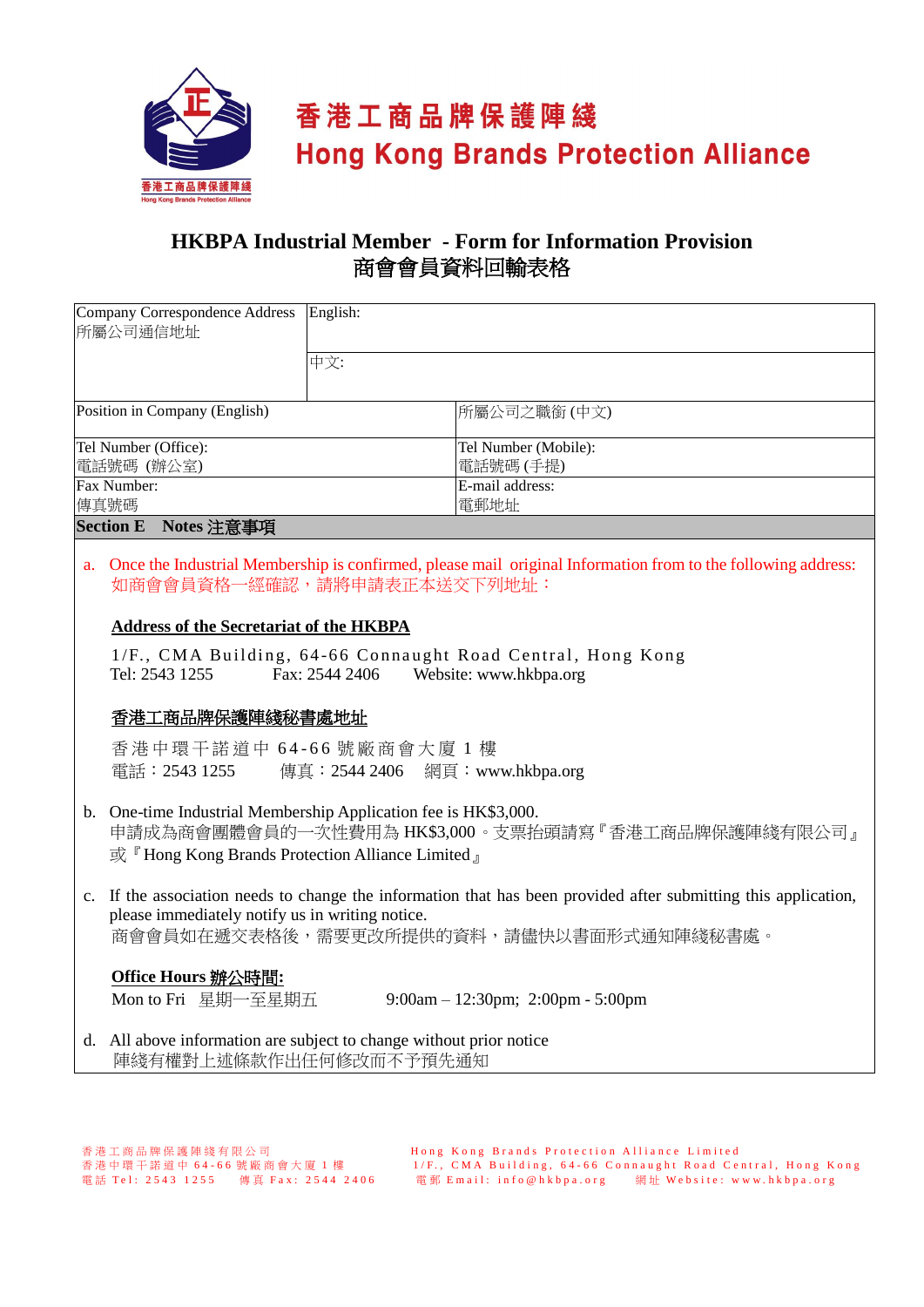# 香港工商品牌保護陣綫
# Hong Kong Brands Protection Alliance

## HKBPA Industrial Member - Form for Information Provision
## 商會會員資料回輸表格

| | | |
|---|---|---|
| Company Correspondence Address<br>所屬公司通信地址 | English: | |
| | 中文: | |
| Position in Company (English) | | 所屬公司之職銜 (中文) |
| Tel Number (Office):<br>電話號碼 (辦公室) | | Tel Number (Mobile):<br>電話號碼 (手提) |
| Fax Number:<br>傳真號碼 | | E-mail address:<br>電郵地址 |

**Section E Notes 注意事項**

a. Once the Industrial Membership is confirmed, please mail original Information from to the following address:
如商會會員資格一經確認，請將申請表正本送交下列地址：

**Address of the Secretariat of the HKBPA**

1/F., CMA Building, 64-66 Connaught Road Central, Hong Kong
Tel: 2543 1255 Fax: 2544 2406 Website: www.hkbpa.org

**香港工商品牌保護陣綫秘書處地址**

香港中環干諾道中 64-66 號廠商會大廈 1 樓
電話：2543 1255 傳真：2544 2406 網頁：www.hkbpa.org

b. One-time Industrial Membership Application fee is HK$3,000.
申請成為商會團體會員的一次性費用為 HK$3,000。支票抬頭請寫『香港工商品牌保護陣綫有限公司』或『Hong Kong Brands Protection Alliance Limited』

c. If the association needs to change the information that has been provided after submitting this application, please immediately notify us in writing notice.
商會會員如在遞交表格後，需要更改所提供的資料，請儘快以書面形式通知陣綫秘書處。

**Office Hours 辦公時間:**

Mon to Fri 星期一至星期五 9:00am – 12:30pm; 2:00pm - 5:00pm

d. All above information are subject to change without prior notice
陣綫有權對上述條款作出任何修改而不予預先通知